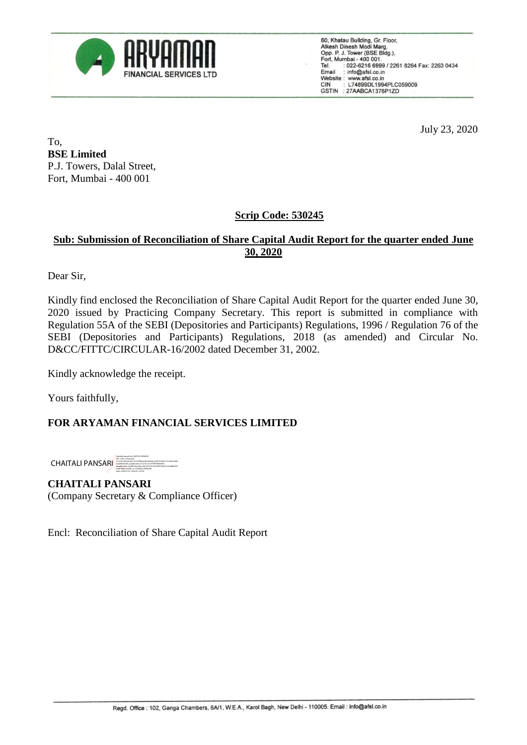ARYAMAN FINANCIAL SERVICES LTD

60, Khatau Building, Gr. Floor,
Alkesh Dinesh Modi Marg,
Opp. P. J. Tower (BSE Bldg.),
Fort, Mumbai - 400 001.
Tel. : 022-6216 6999 / 2261 8264 Fax: 2263 0434
Email : info@afsl.co.in
Website : www.afsl.co.in
CIN : L74899DL1994PLC059009
GSTIN : 27AABCA1376P1ZD

July 23, 2020

To,
**BSE Limited**
P.J. Towers, Dalal Street,
Fort, Mumbai - 400 001

**Scrip Code: 530245**

**Sub: Submission of Reconciliation of Share Capital Audit Report for the quarter ended June 30, 2020**

Dear Sir,

Kindly find enclosed the Reconciliation of Share Capital Audit Report for the quarter ended June 30, 2020 issued by Practicing Company Secretary. This report is submitted in compliance with Regulation 55A of the SEBI (Depositories and Participants) Regulations, 1996 / Regulation 76 of the SEBI (Depositories and Participants) Regulations, 2018 (as amended) and Circular No. D&CC/FITTC/CIRCULAR-16/2002 dated December 31, 2002.

Kindly acknowledge the receipt.

Yours faithfully,

**FOR ARYAMAN FINANCIAL SERVICES LIMITED**

CHAITALI PANSARI

**CHAITALI PANSARI**
(Company Secretary & Compliance Officer)

Encl: Reconciliation of Share Capital Audit Report

Regd. Office : 102, Ganga Chambers, 6A/1, W.E.A., Karol Bagh, New Delhi - 110005. Email : info@afsl.co.in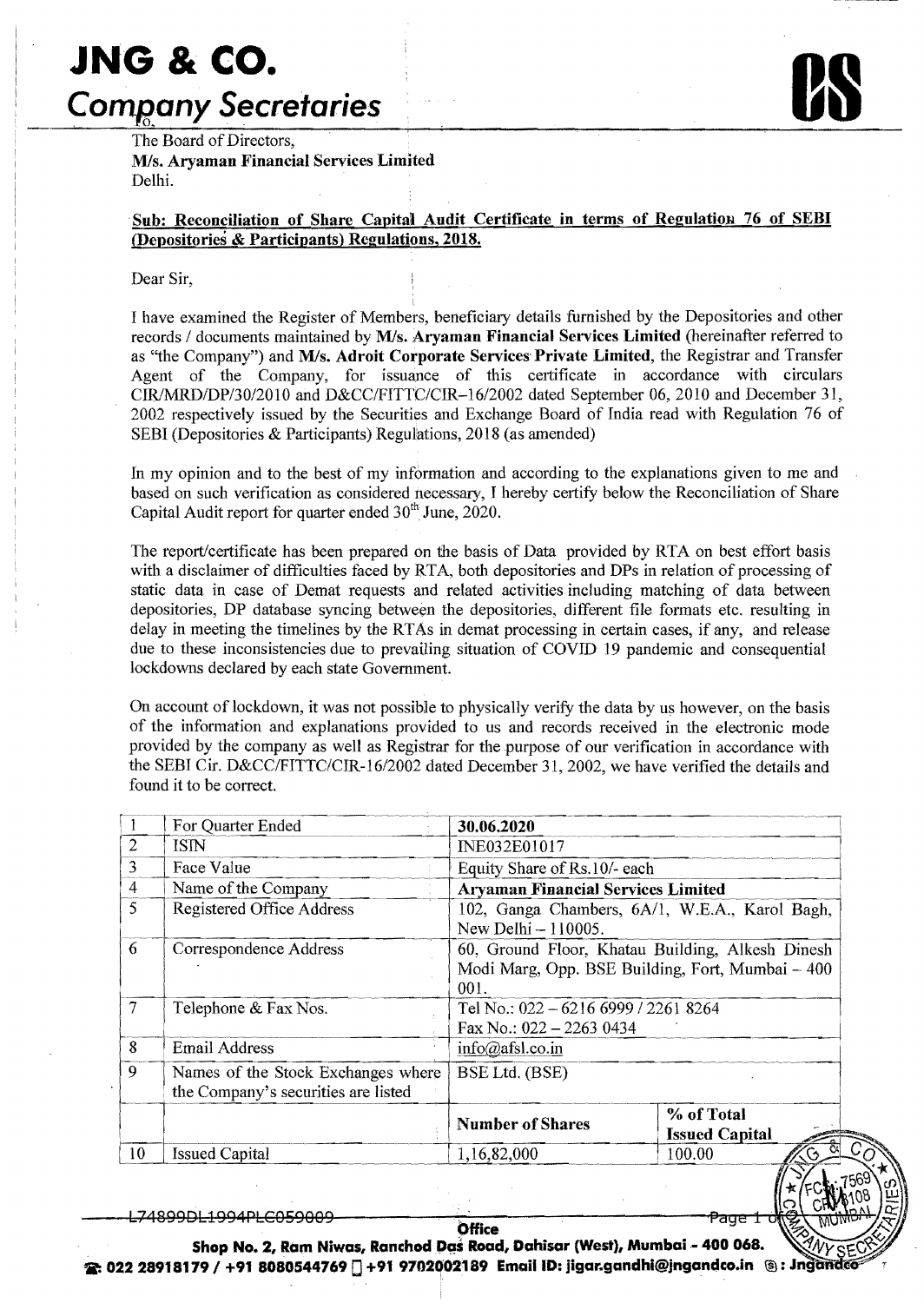# JNG & CO.
## Company Secretaries

To,
The Board of Directors,
**M/s. Aryaman Financial Services Limited**
Delhi.

**Sub: Reconciliation of Share Capital Audit Certificate in terms of Regulation 76 of SEBI (Depositories & Participants) Regulations, 2018.**

Dear Sir,

I have examined the Register of Members, beneficiary details furnished by the Depositories and other records / documents maintained by **M/s. Aryaman Financial Services Limited** (hereinafter referred to as "the Company") and **M/s. Adroit Corporate Services Private Limited**, the Registrar and Transfer Agent of the Company, for issuance of this certificate in accordance with circulars CIR/MRD/DP/30/2010 and D&CC/FITTC/CIR-16/2002 dated September 06, 2010 and December 31, 2002 respectively issued by the Securities and Exchange Board of India read with Regulation 76 of SEBI (Depositories & Participants) Regulations, 2018 (as amended)

In my opinion and to the best of my information and according to the explanations given to me and based on such verification as considered necessary, I hereby certify below the Reconciliation of Share Capital Audit report for quarter ended 30th June, 2020.

The report/certificate has been prepared on the basis of Data provided by RTA on best effort basis with a disclaimer of difficulties faced by RTA, both depositories and DPs in relation of processing of static data in case of Demat requests and related activities including matching of data between depositories, DP database syncing between the depositories, different file formats etc. resulting in delay in meeting the timelines by the RTAs in demat processing in certain cases, if any, and release due to these inconsistencies due to prevailing situation of COVID 19 pandemic and consequential lockdowns declared by each state Government.

On account of lockdown, it was not possible to physically verify the data by us however, on the basis of the information and explanations provided to us and records received in the electronic mode provided by the company as well as Registrar for the purpose of our verification in accordance with the SEBI Cir. D&CC/FITTC/CIR-16/2002 dated December 31, 2002, we have verified the details and found it to be correct.

| | | | |
|---|---|---|---|
| 1 | For Quarter Ended | **30.06.2020** | |
| 2 | ISIN | INE032E01017 | |
| 3 | Face Value | Equity Share of Rs.10/- each | |
| 4 | Name of the Company | **Aryaman Financial Services Limited** | |
| 5 | Registered Office Address | 102, Ganga Chambers, 6A/1, W.E.A., Karol Bagh, New Delhi – 110005. | |
| 6 | Correspondence Address | 60, Ground Floor, Khatau Building, Alkesh Dinesh Modi Marg, Opp. BSE Building, Fort, Mumbai – 400 001. | |
| 7 | Telephone & Fax Nos. | Tel No.: 022 – 6216 6999 / 2261 8264<br>Fax No.: 022 – 2263 0434 | |
| 8 | Email Address | info@afsl.co.in | |
| 9 | Names of the Stock Exchanges where the Company's securities are listed | BSE Ltd. (BSE) | |
| | | **Number of Shares** | **% of Total Issued Capital** |
| 10 | Issued Capital | 1,16,82,000 | 100.00 |

L74899DL1994PLC059009

**Office**
**Shop No. 2, Ram Niwas, Ranchod Das Road, Dahisar (West), Mumbai - 400 068.**
**☎: 022 28918179 / +91 8080544769 / +91 9702002189 Email ID: jigar.gandhi@jngandco.in**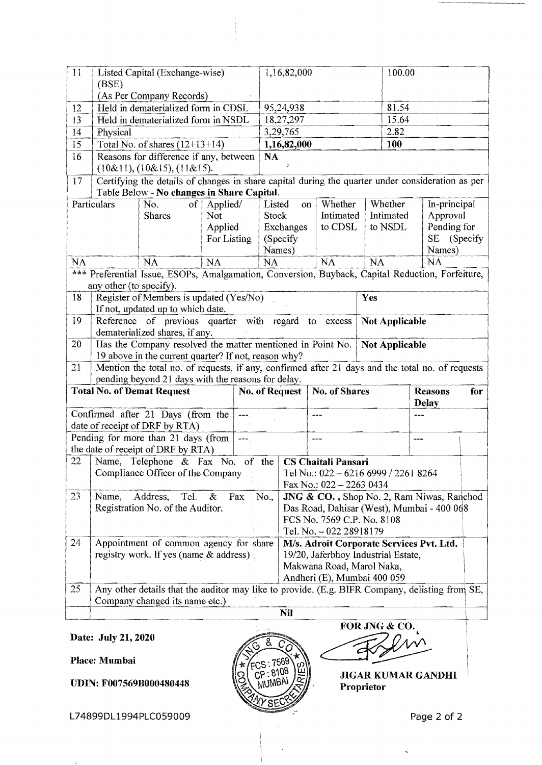| | | | |
|---|---|---|---|
| 11 | Listed Capital (Exchange-wise) (BSE) (As Per Company Records) | 1,16,82,000 | 100.00 |
| 12 | Held in dematerialized form in CDSL | 95,24,938 | 81.54 |
| 13 | Held in dematerialized form in NSDL | 18,27,297 | 15.64 |
| 14 | Physical | 3,29,765 | 2.82 |
| 15 | Total No. of shares (12+13+14) | **1,16,82,000** | **100** |
| 16 | Reasons for difference if any, between (10&11), (10&15), (11&15). | **NA** | |
| 17 | Certifying the details of changes in share capital during the quarter under consideration as per Table Below - **No changes in Share Capital**. | | |

| Particulars | No. of Shares | Applied/ Not Applied For Listing | Listed on Stock Exchanges (Specify Names) | Whether Intimated to CDSL | Whether Intimated to NSDL | In-principal Approval Pending for SE (Specify Names) |
|---|---|---|---|---|---|---|
| NA | NA | NA | NA | NA | NA | NA |

*** Preferential Issue, ESOPs, Amalgamation, Conversion, Buyback, Capital Reduction, Forfeiture, any other (to specify).

| | | |
|---|---|---|
| 18 | Register of Members is updated (Yes/No) If not, updated up to which date. | **Yes** |
| 19 | Reference of previous quarter with regard to excess dematerialized shares, if any. | **Not Applicable** |
| 20 | Has the Company resolved the matter mentioned in Point No. 19 above in the current quarter? If not, reason why? | **Not Applicable** |
| 21 | Mention the total no. of requests, if any, confirmed after 21 days and the total no. of requests pending beyond 21 days with the reasons for delay. | |

| **Total No. of Demat Request** | **No. of Request** | **No. of Shares** | **Reasons for Delay** |
|---|---|---|---|
| Confirmed after 21 Days (from the date of receipt of DRF by RTA) | --- | --- | --- |
| Pending for more than 21 days (from the date of receipt of DRF by RTA) | --- | --- | --- |

| | | |
|---|---|---|
| 22 | Name, Telephone & Fax No. of the Compliance Officer of the Company | **CS Chaitali Pansari**<br>Tel No.: 022 – 6216 6999 / 2261 8264<br>Fax No.: 022 – 2263 0434 |
| 23 | Name, Address, Tel. & Fax No., Registration No. of the Auditor. | **JNG & CO.**, Shop No. 2, Ram Niwas, Ranchod Das Road, Dahisar (West), Mumbai - 400 068<br>FCS No. 7569 C.P. No. 8108<br>Tel. No. – 022 28918179 |
| 24 | Appointment of common agency for share registry work. If yes (name & address) | **M/s. Adroit Corporate Services Pvt. Ltd.**<br>19/20, Jaferbhoy Industrial Estate, Makwana Road, Marol Naka, Andheri (E), Mumbai 400 059 |
| 25 | Any other details that the auditor may like to provide. (E.g. BIFR Company, delisting from SE, Company changed its name etc.) | |
| | **Nil** | |

**Date: July 21, 2020**

**Place: Mumbai**

**UDIN: F007569B000480448**

**FOR JNG & CO.**

**JIGAR KUMAR GANDHI**
**Proprietor**

L74899DL1994PLC059009